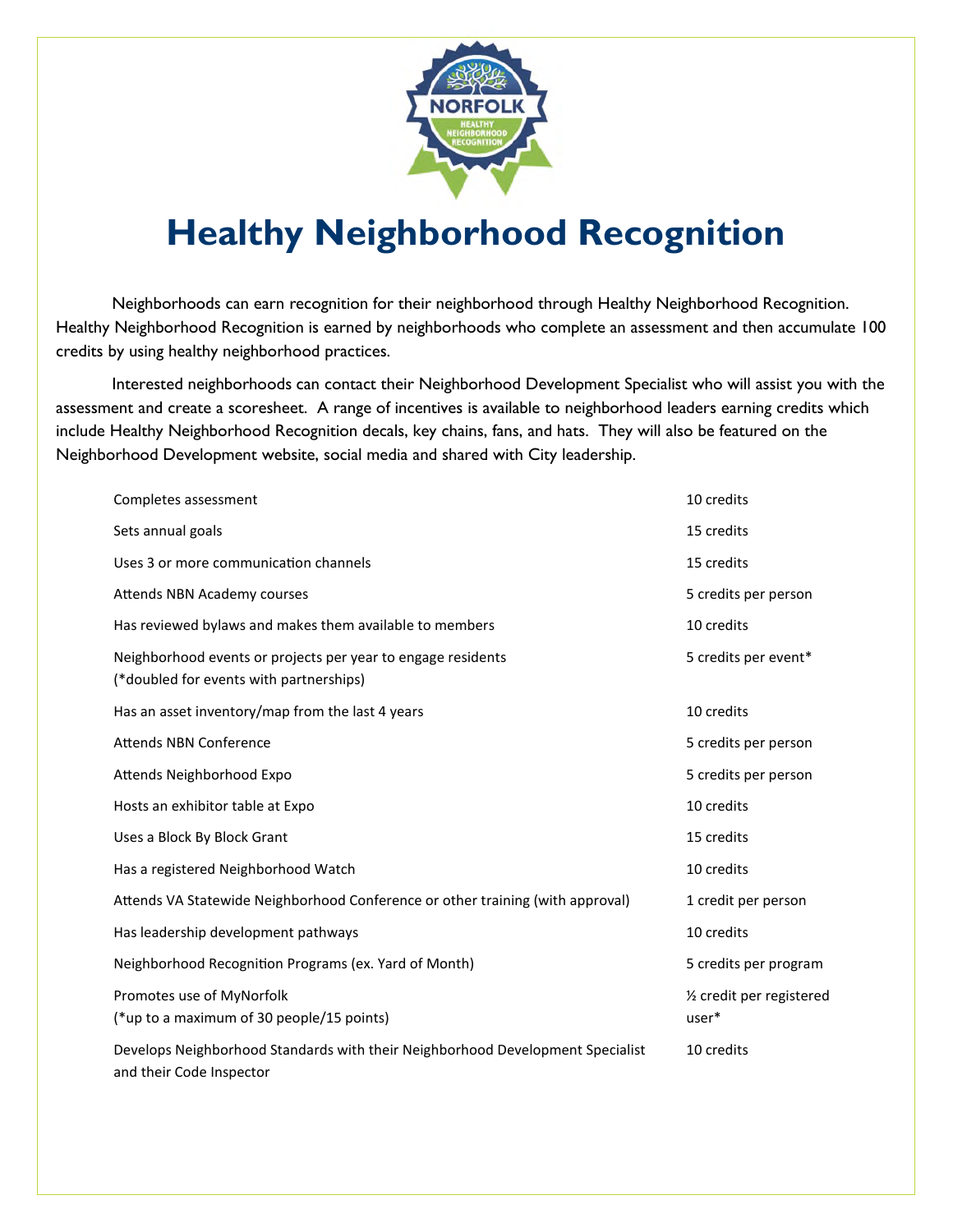# Healthy Neighborhood Recognition

Neighborhoods can earn recognition for their neighborhood through Healthy Neighborhood Recognition. Healthy Neighborhood Recognition is earned by neighborhoods who complete an assessment and then accumulate 100 credits by using healthy neighborhood practices.

Interested neighborhoods can contact their Neighborhood Development Specialist who will assist you with the assessment and create a scoresheet. A range of incentives is available to neighborhood leaders earning credits which include Healthy Neighborhood Recognition decals, key chains, fans, and hats. They will also be featured on the Neighborhood Development website, social media and shared with City leadership.

| | |
|---|---|
| Completes assessment | 10 credits |
| Sets annual goals | 15 credits |
| Uses 3 or more communication channels | 15 credits |
| Attends NBN Academy courses | 5 credits per person |
| Has reviewed bylaws and makes them available to members | 10 credits |
| Neighborhood events or projects per year to engage residents (*doubled for events with partnerships) | 5 credits per event* |
| Has an asset inventory/map from the last 4 years | 10 credits |
| Attends NBN Conference | 5 credits per person |
| Attends Neighborhood Expo | 5 credits per person |
| Hosts an exhibitor table at Expo | 10 credits |
| Uses a Block By Block Grant | 15 credits |
| Has a registered Neighborhood Watch | 10 credits |
| Attends VA Statewide Neighborhood Conference or other training (with approval) | 1 credit per person |
| Has leadership development pathways | 10 credits |
| Neighborhood Recognition Programs (ex. Yard of Month) | 5 credits per program |
| Promotes use of MyNorfolk (*up to a maximum of 30 people/15 points) | ½ credit per registered user* |
| Develops Neighborhood Standards with their Neighborhood Development Specialist and their Code Inspector | 10 credits |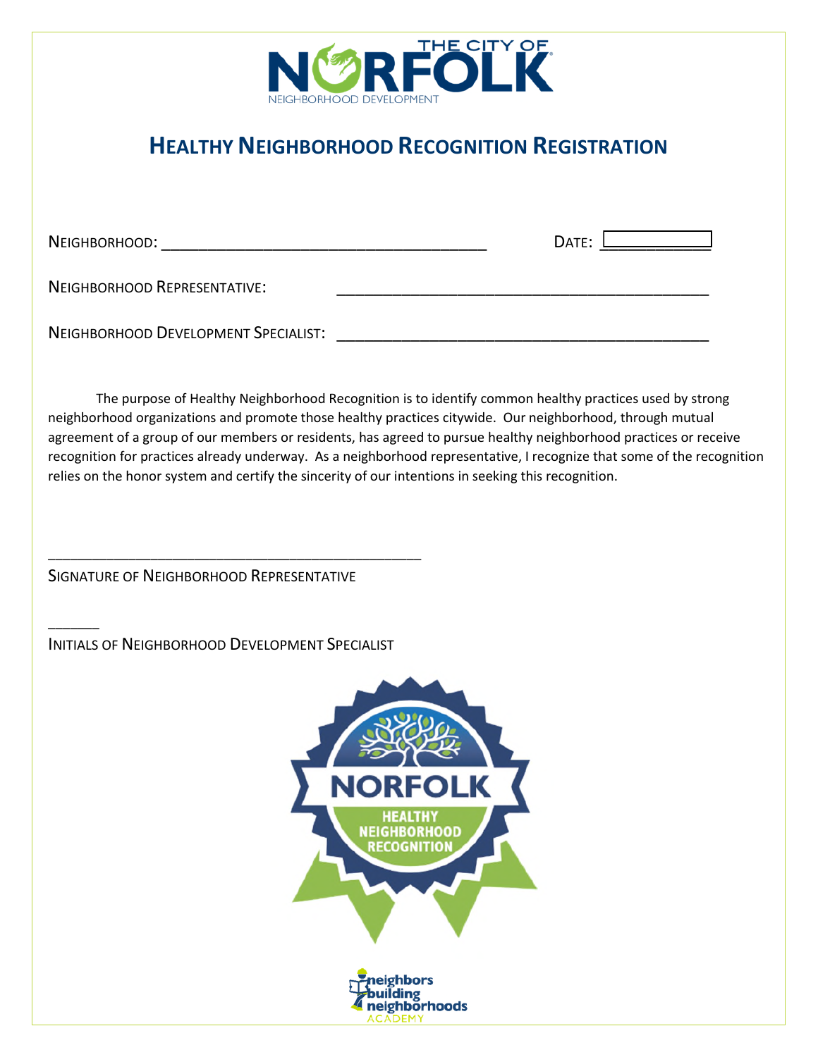THE CITY OF NORFOLK
NEIGHBORHOOD DEVELOPMENT

# HEALTHY NEIGHBORHOOD RECOGNITION REGISTRATION

NEIGHBORHOOD: ______________________________________ DATE: ____________

NEIGHBORHOOD REPRESENTATIVE: ____________________________________________

NEIGHBORHOOD DEVELOPMENT SPECIALIST: ____________________________________________

The purpose of Healthy Neighborhood Recognition is to identify common healthy practices used by strong neighborhood organizations and promote those healthy practices citywide. Our neighborhood, through mutual agreement of a group of our members or residents, has agreed to pursue healthy neighborhood practices or receive recognition for practices already underway. As a neighborhood representative, I recognize that some of the recognition relies on the honor system and certify the sincerity of our intentions in seeking this recognition.

_____________________________________________

SIGNATURE OF NEIGHBORHOOD REPRESENTATIVE

______

INITIALS OF NEIGHBORHOOD DEVELOPMENT SPECIALIST

NORFOLK HEALTHY NEIGHBORHOOD RECOGNITION

neighbors building neighborhoods ACADEMY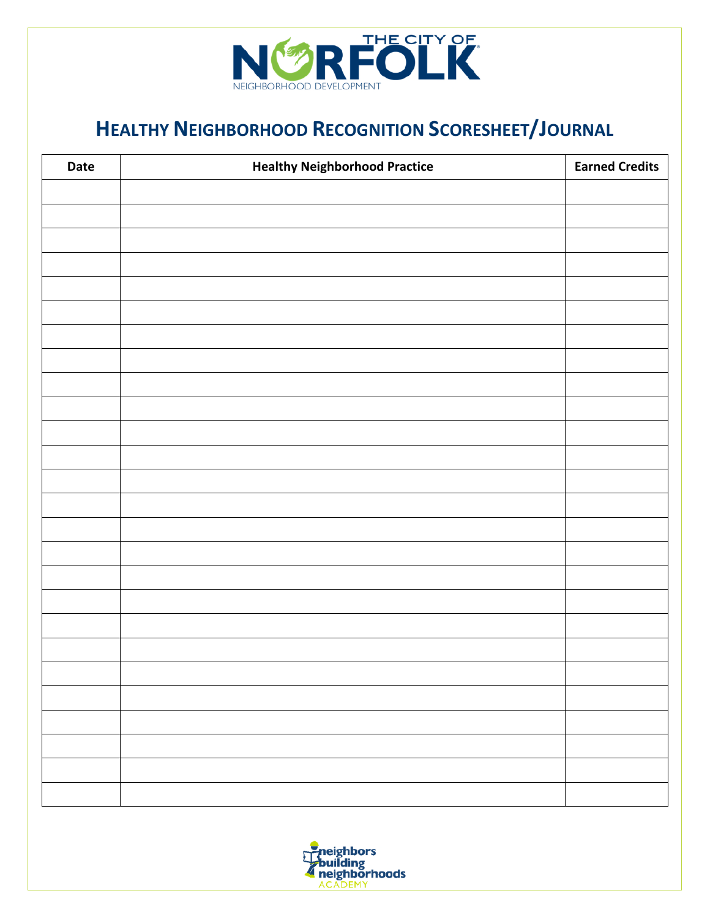THE CITY OF NORFOLK
NEIGHBORHOOD DEVELOPMENT

# Healthy Neighborhood Recognition Scoresheet/Journal

| Date | Healthy Neighborhood Practice | Earned Credits |
|---|---|---|
| | | |
| | | |
| | | |
| | | |
| | | |
| | | |
| | | |
| | | |
| | | |
| | | |
| | | |
| | | |
| | | |
| | | |
| | | |
| | | |
| | | |
| | | |
| | | |
| | | |
| | | |
| | | |
| | | |
| | | |
| | | |
| | | |

neighbors building neighborhoods ACADEMY